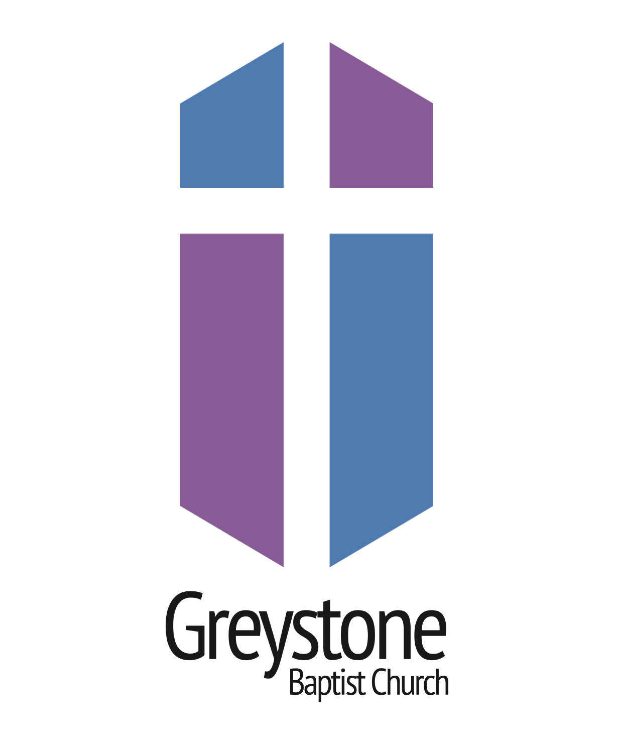Greystone

Baptist Church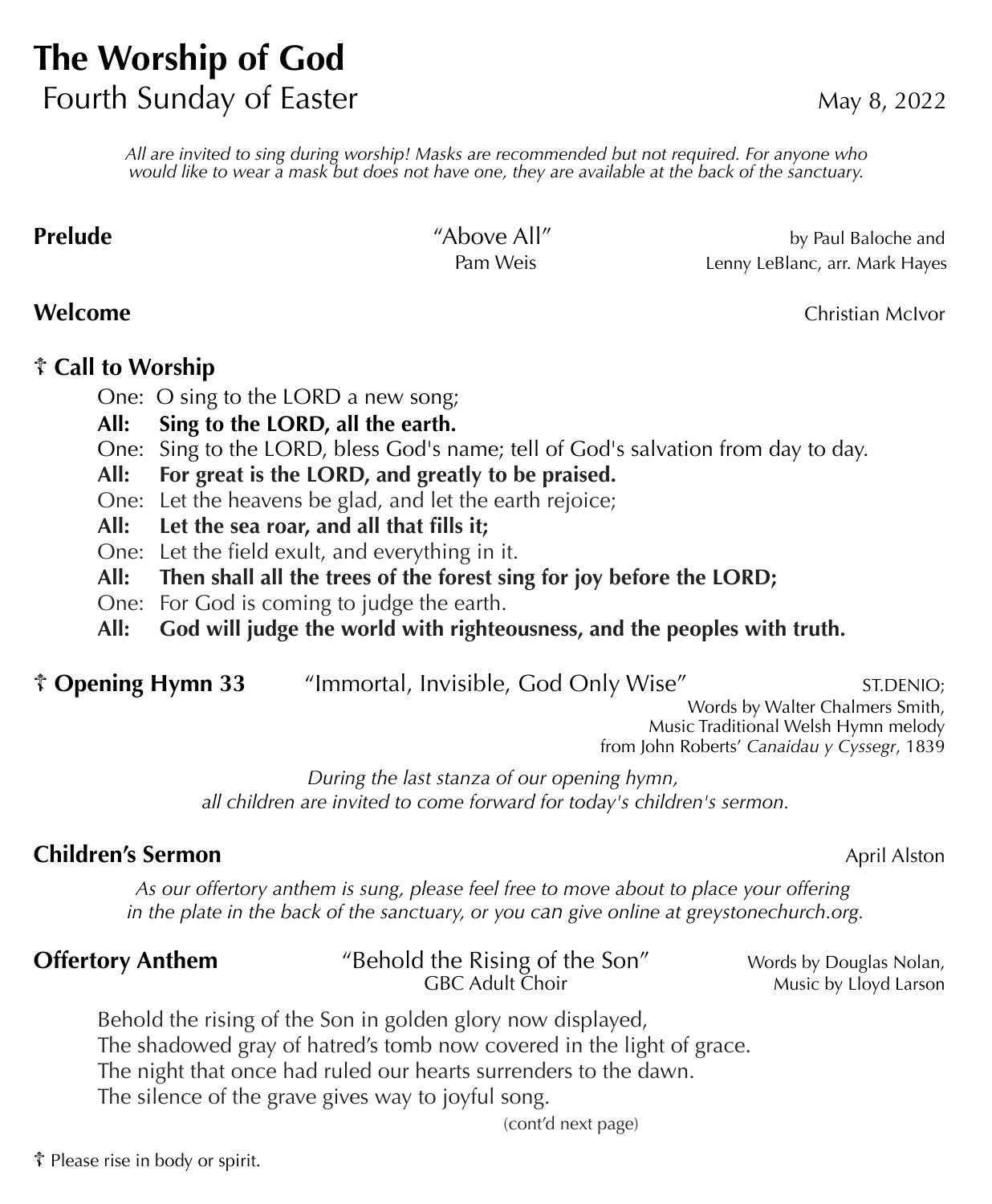# The Worship of God

Fourth Sunday of Easter May 8, 2022

*All are invited to sing during worship! Masks are recommended but not required. For anyone who would like to wear a mask but does not have one, they are available at the back of the sanctuary.*

**Prelude** "Above All" by Paul Baloche and Lenny LeBlanc, arr. Mark Hayes
Pam Weis

**Welcome** Christian McIvor

**☦ Call to Worship**

One: O sing to the LORD a new song;
**All: Sing to the LORD, all the earth.**
One: Sing to the LORD, bless God's name; tell of God's salvation from day to day.
**All: For great is the LORD, and greatly to be praised.**
One: Let the heavens be glad, and let the earth rejoice;
**All: Let the sea roar, and all that fills it;**
One: Let the field exult, and everything in it.
**All: Then shall all the trees of the forest sing for joy before the LORD;**
One: For God is coming to judge the earth.
**All: God will judge the world with righteousness, and the peoples with truth.**

**☦ Opening Hymn 33** "Immortal, Invisible, God Only Wise" ST.DENIO;
Words by Walter Chalmers Smith,
Music Traditional Welsh Hymn melody
from John Roberts' *Canaidau y Cyssegr*, 1839

*During the last stanza of our opening hymn, all children are invited to come forward for today's children's sermon.*

**Children's Sermon** April Alston

*As our offertory anthem is sung, please feel free to move about to place your offering in the plate in the back of the sanctuary, or you can give online at greystonechurch.org.*

**Offertory Anthem** "Behold the Rising of the Son" Words by Douglas Nolan, Music by Lloyd Larson
GBC Adult Choir

Behold the rising of the Son in golden glory now displayed,
The shadowed gray of hatred's tomb now covered in the light of grace.
The night that once had ruled our hearts surrenders to the dawn.
The silence of the grave gives way to joyful song.

(cont'd next page)

☦ Please rise in body or spirit.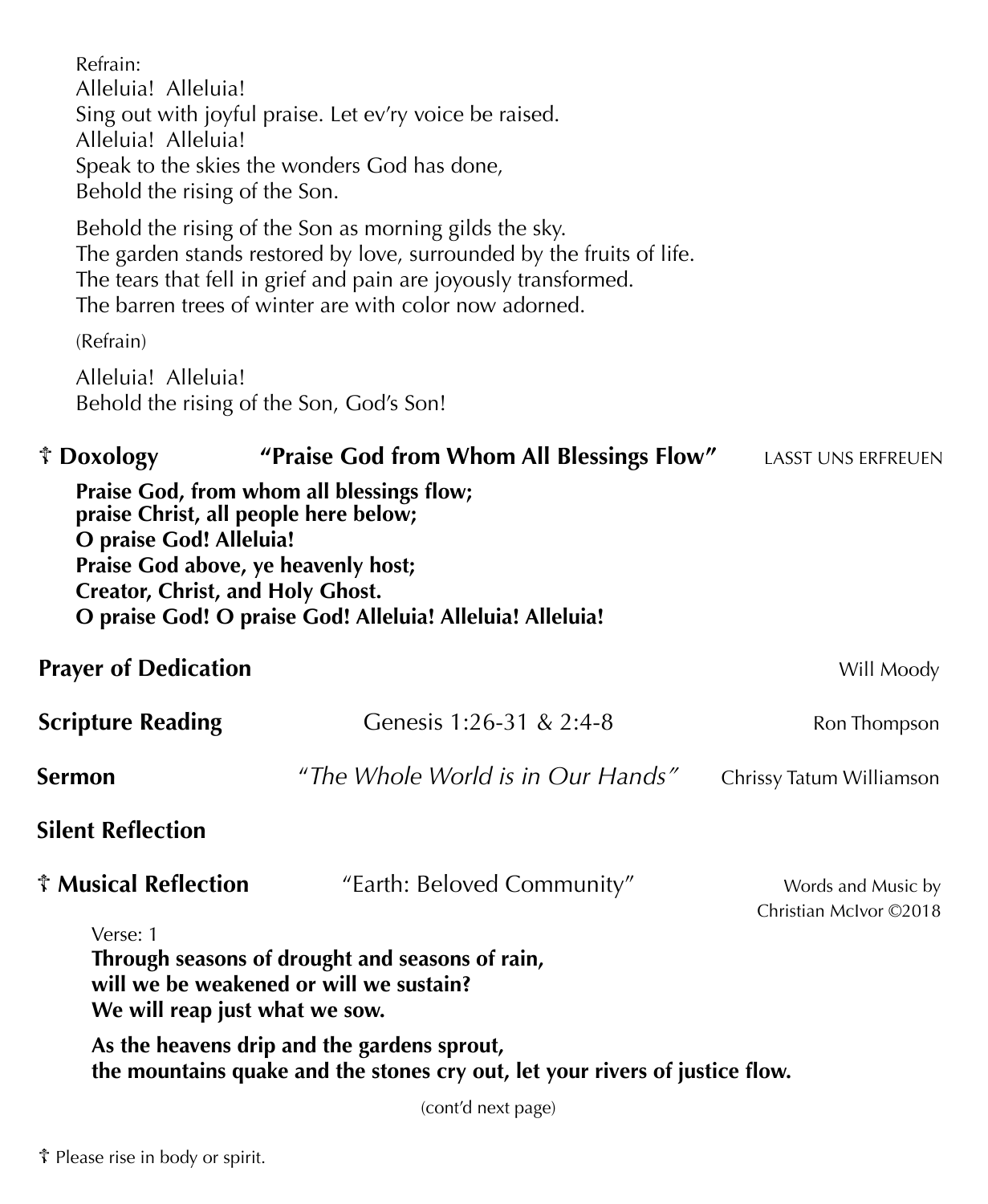Refrain:
Alleluia! Alleluia!
Sing out with joyful praise. Let ev'ry voice be raised.
Alleluia! Alleluia!
Speak to the skies the wonders God has done,
Behold the rising of the Son.

Behold the rising of the Son as morning gilds the sky.
The garden stands restored by love, surrounded by the fruits of life.
The tears that fell in grief and pain are joyously transformed.
The barren trees of winter are with color now adorned.

(Refrain)

Alleluia! Alleluia!
Behold the rising of the Son, God's Son!

**☦ Doxology** **"Praise God from Whom All Blessings Flow"** LASST UNS ERFREUEN

**Praise God, from whom all blessings flow;**
**praise Christ, all people here below;**
**O praise God! Alleluia!**
**Praise God above, ye heavenly host;**
**Creator, Christ, and Holy Ghost.**
**O praise God! O praise God! Alleluia! Alleluia! Alleluia!**

**Prayer of Dedication** Will Moody

**Scripture Reading** Genesis 1:26-31 & 2:4-8 Ron Thompson

**Sermon** *"The Whole World is in Our Hands"* Chrissy Tatum Williamson

**Silent Reflection**

**☦ Musical Reflection** "Earth: Beloved Community" Words and Music by Christian McIvor ©2018

Verse: 1
**Through seasons of drought and seasons of rain,**
**will we be weakened or will we sustain?**
**We will reap just what we sow.**

**As the heavens drip and the gardens sprout,**
**the mountains quake and the stones cry out, let your rivers of justice flow.**

(cont'd next page)

☦ Please rise in body or spirit.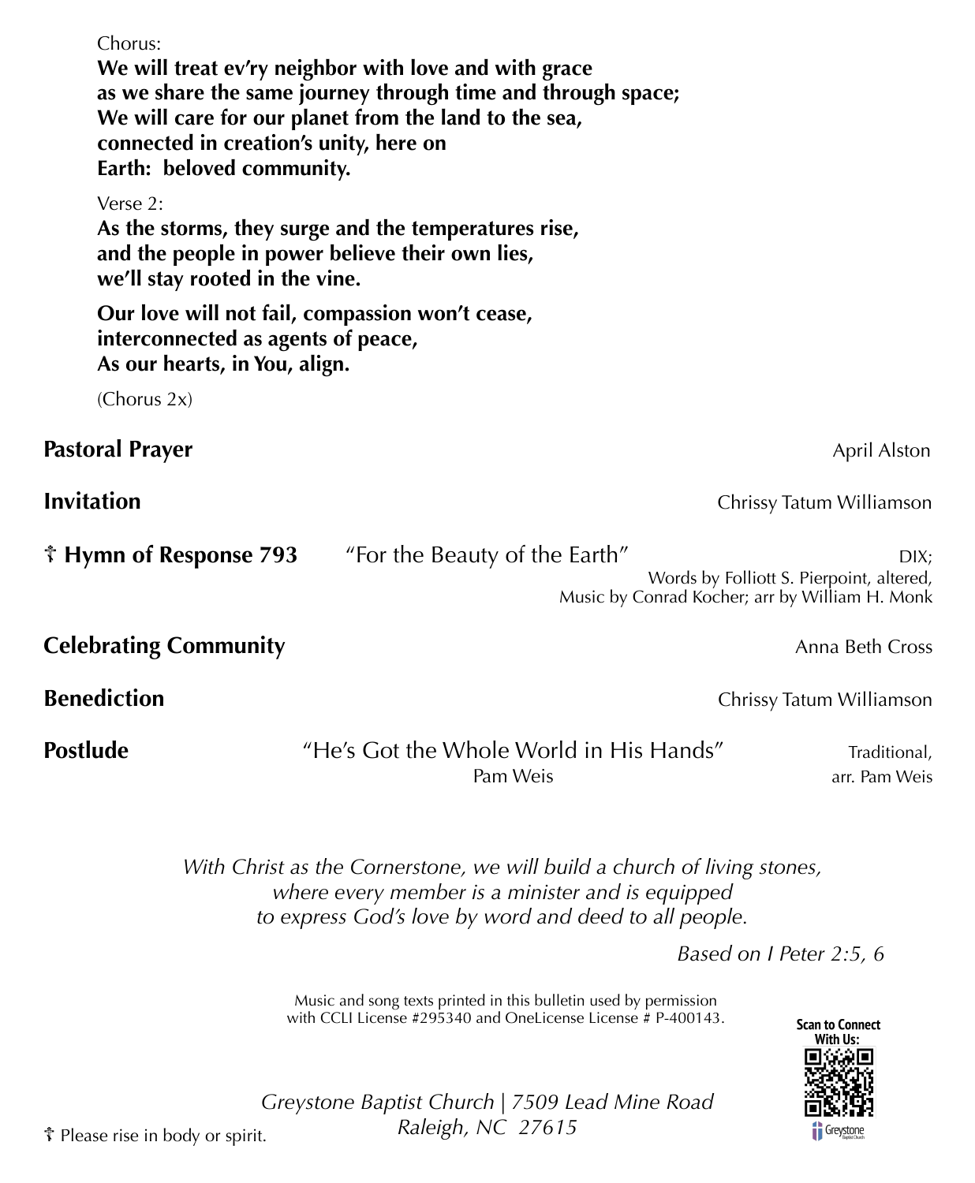Chorus:
**We will treat ev'ry neighbor with love and with grace**
**as we share the same journey through time and through space;**
**We will care for our planet from the land to the sea,**
**connected in creation's unity, here on**
**Earth: beloved community.**

Verse 2:
**As the storms, they surge and the temperatures rise,**
**and the people in power believe their own lies,**
**we'll stay rooted in the vine.**

**Our love will not fail, compassion won't cease,**
**interconnected as agents of peace,**
**As our hearts, in You, align.**

(Chorus 2x)

**Pastoral Prayer** — April Alston

**Invitation** — Chrissy Tatum Williamson

**☦ Hymn of Response 793** — "For the Beauty of the Earth" — DIX;
Words by Folliott S. Pierpoint, altered,
Music by Conrad Kocher; arr by William H. Monk

**Celebrating Community** — Anna Beth Cross

**Benediction** — Chrissy Tatum Williamson

**Postlude** — "He's Got the Whole World in His Hands" — Traditional, arr. Pam Weis
Pam Weis

*With Christ as the Cornerstone, we will build a church of living stones,*
*where every member is a minister and is equipped*
*to express God's love by word and deed to all people.*

*Based on I Peter 2:5, 6*

Music and song texts printed in this bulletin used by permission
with CCLI License #295340 and OneLicense License # P-400143.

**Scan to Connect With Us:**

*Greystone Baptist Church | 7509 Lead Mine Road*
*Raleigh, NC 27615*

☦ Please rise in body or spirit.